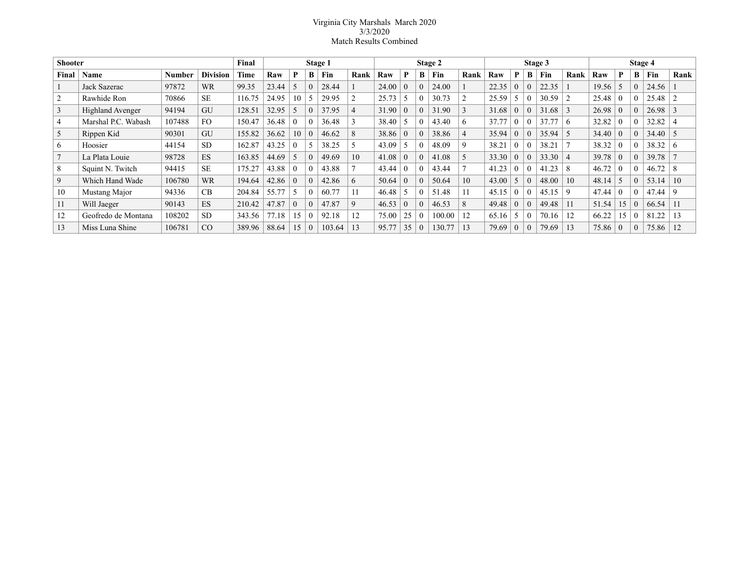Virginia City Marshals March 2020
3/3/2020
Match Results Combined

| Shooter | | | | Final | Stage 1 | | | | | Stage 2 | | | | | Stage 3 | | | | | Stage 4 | | | | |
|---|---|---|---|---|---|---|---|---|---|---|---|---|---|---|---|---|---|---|---|---|---|---|---|---|
| Final | Name | Number | Division | Time | Raw | P | B | Fin | Rank | Raw | P | B | Fin | Rank | Raw | P | B | Fin | Rank | Raw | P | B | Fin | Rank |
| 1 | Jack Sazerac | 97872 | WR | 99.35 | 23.44 | 5 | 0 | 28.44 | 1 | 24.00 | 0 | 0 | 24.00 | 1 | 22.35 | 0 | 0 | 22.35 | 1 | 19.56 | 5 | 0 | 24.56 | 1 |
| 2 | Rawhide Ron | 70866 | SE | 116.75 | 24.95 | 10 | 5 | 29.95 | 2 | 25.73 | 5 | 0 | 30.73 | 2 | 25.59 | 5 | 0 | 30.59 | 2 | 25.48 | 0 | 0 | 25.48 | 2 |
| 3 | Highland Avenger | 94194 | GU | 128.51 | 32.95 | 5 | 0 | 37.95 | 4 | 31.90 | 0 | 0 | 31.90 | 3 | 31.68 | 0 | 0 | 31.68 | 3 | 26.98 | 0 | 0 | 26.98 | 3 |
| 4 | Marshal P.C. Wabash | 107488 | FO | 150.47 | 36.48 | 0 | 0 | 36.48 | 3 | 38.40 | 5 | 0 | 43.40 | 6 | 37.77 | 0 | 0 | 37.77 | 6 | 32.82 | 0 | 0 | 32.82 | 4 |
| 5 | Rippen Kid | 90301 | GU | 155.82 | 36.62 | 10 | 0 | 46.62 | 8 | 38.86 | 0 | 0 | 38.86 | 4 | 35.94 | 0 | 0 | 35.94 | 5 | 34.40 | 0 | 0 | 34.40 | 5 |
| 6 | Hoosier | 44154 | SD | 162.87 | 43.25 | 0 | 5 | 38.25 | 5 | 43.09 | 5 | 0 | 48.09 | 9 | 38.21 | 0 | 0 | 38.21 | 7 | 38.32 | 0 | 0 | 38.32 | 6 |
| 7 | La Plata Louie | 98728 | ES | 163.85 | 44.69 | 5 | 0 | 49.69 | 10 | 41.08 | 0 | 0 | 41.08 | 5 | 33.30 | 0 | 0 | 33.30 | 4 | 39.78 | 0 | 0 | 39.78 | 7 |
| 8 | Squint N. Twitch | 94415 | SE | 175.27 | 43.88 | 0 | 0 | 43.88 | 7 | 43.44 | 0 | 0 | 43.44 | 7 | 41.23 | 0 | 0 | 41.23 | 8 | 46.72 | 0 | 0 | 46.72 | 8 |
| 9 | Which Hand Wade | 106780 | WR | 194.64 | 42.86 | 0 | 0 | 42.86 | 6 | 50.64 | 0 | 0 | 50.64 | 10 | 43.00 | 5 | 0 | 48.00 | 10 | 48.14 | 5 | 0 | 53.14 | 10 |
| 10 | Mustang Major | 94336 | CB | 204.84 | 55.77 | 5 | 0 | 60.77 | 11 | 46.48 | 5 | 0 | 51.48 | 11 | 45.15 | 0 | 0 | 45.15 | 9 | 47.44 | 0 | 0 | 47.44 | 9 |
| 11 | Will Jaeger | 90143 | ES | 210.42 | 47.87 | 0 | 0 | 47.87 | 9 | 46.53 | 0 | 0 | 46.53 | 8 | 49.48 | 0 | 0 | 49.48 | 11 | 51.54 | 15 | 0 | 66.54 | 11 |
| 12 | Geofredo de Montana | 108202 | SD | 343.56 | 77.18 | 15 | 0 | 92.18 | 12 | 75.00 | 25 | 0 | 100.00 | 12 | 65.16 | 5 | 0 | 70.16 | 12 | 66.22 | 15 | 0 | 81.22 | 13 |
| 13 | Miss Luna Shine | 106781 | CO | 389.96 | 88.64 | 15 | 0 | 103.64 | 13 | 95.77 | 35 | 0 | 130.77 | 13 | 79.69 | 0 | 0 | 79.69 | 13 | 75.86 | 0 | 0 | 75.86 | 12 |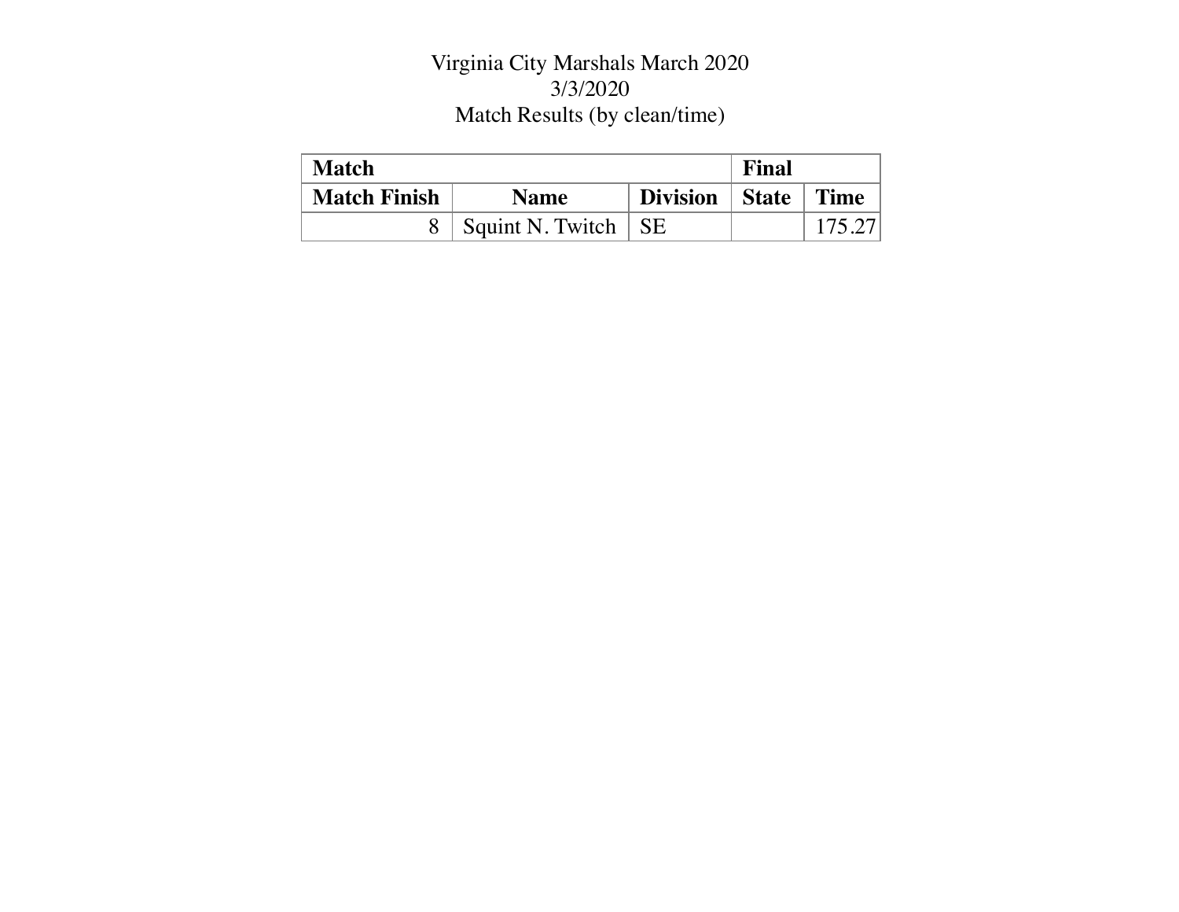Virginia City Marshals March 2020

3/3/2020

Match Results (by clean/time)

| Match | | | Final | |
|---|---|---|---|---|
| Match Finish | Name | Division | State | Time |
| 8 | Squint N. Twitch | SE | | 175.27 |